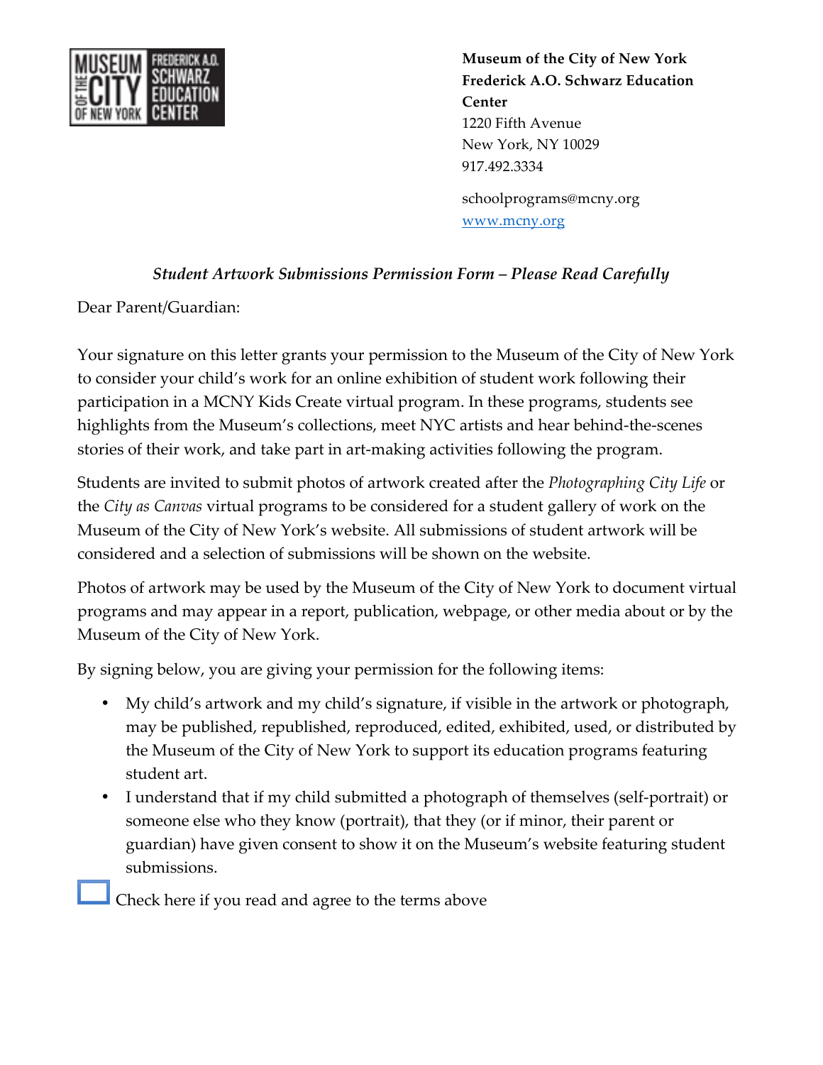**Museum of the City of New York**
**Frederick A.O. Schwarz Education Center**
1220 Fifth Avenue
New York, NY 10029
917.492.3334

schoolprograms@mcny.org
www.mcny.org

*Student Artwork Submissions Permission Form – Please Read Carefully*

Dear Parent/Guardian:

Your signature on this letter grants your permission to the Museum of the City of New York to consider your child's work for an online exhibition of student work following their participation in a MCNY Kids Create virtual program. In these programs, students see highlights from the Museum's collections, meet NYC artists and hear behind-the-scenes stories of their work, and take part in art-making activities following the program.

Students are invited to submit photos of artwork created after the *Photographing City Life* or the *City as Canvas* virtual programs to be considered for a student gallery of work on the Museum of the City of New York's website. All submissions of student artwork will be considered and a selection of submissions will be shown on the website.

Photos of artwork may be used by the Museum of the City of New York to document virtual programs and may appear in a report, publication, webpage, or other media about or by the Museum of the City of New York.

By signing below, you are giving your permission for the following items:

- My child's artwork and my child's signature, if visible in the artwork or photograph, may be published, republished, reproduced, edited, exhibited, used, or distributed by the Museum of the City of New York to support its education programs featuring student art.
- I understand that if my child submitted a photograph of themselves (self-portrait) or someone else who they know (portrait), that they (or if minor, their parent or guardian) have given consent to show it on the Museum's website featuring student submissions.

☐ Check here if you read and agree to the terms above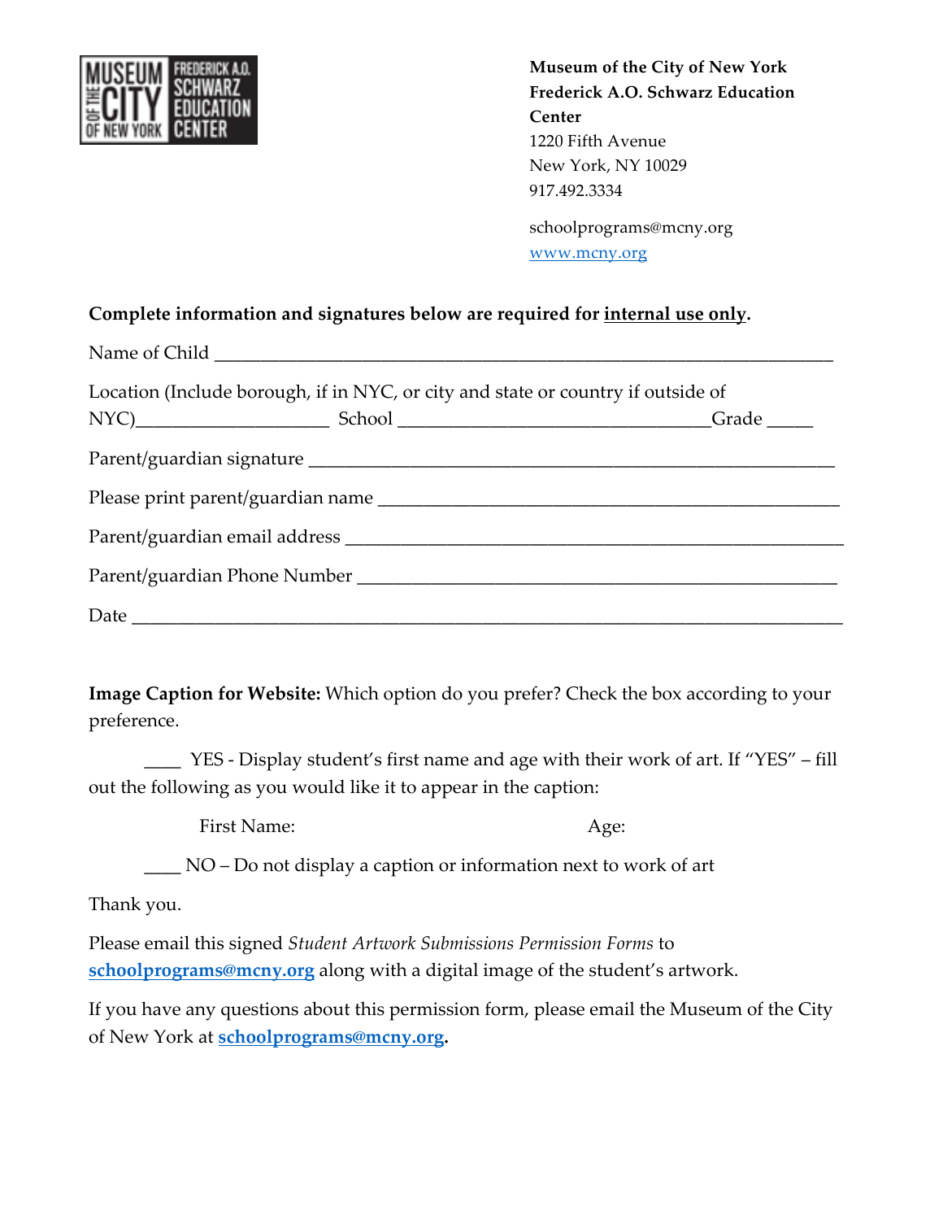MUSEUM OF THE CITY OF NEW YORK FREDERICK A.O. SCHWARZ EDUCATION CENTER

**Museum of the City of New York**
**Frederick A.O. Schwarz Education Center**
1220 Fifth Avenue
New York, NY 10029
917.492.3334

schoolprograms@mcny.org
[www.mcny.org](http://www.mcny.org)

**Complete information and signatures below are required for internal use only.**

Name of Child ________________________________________________________________

Location (Include borough, if in NYC, or city and state or country if outside of NYC)____________________ School _________________________________Grade _____

Parent/guardian signature ______________________________________________________

Please print parent/guardian name ______________________________________________

Parent/guardian email address __________________________________________________

Parent/guardian Phone Number _________________________________________________

Date ________________________________________________________________________

**Image Caption for Website:** Which option do you prefer? Check the box according to your preference.

____ YES - Display student's first name and age with their work of art. If "YES" – fill out the following as you would like it to appear in the caption:

First Name: Age:

____ NO – Do not display a caption or information next to work of art

Thank you.

Please email this signed *Student Artwork Submissions Permission Forms* to **schoolprograms@mcny.org** along with a digital image of the student's artwork.

If you have any questions about this permission form, please email the Museum of the City of New York at **schoolprograms@mcny.org.**